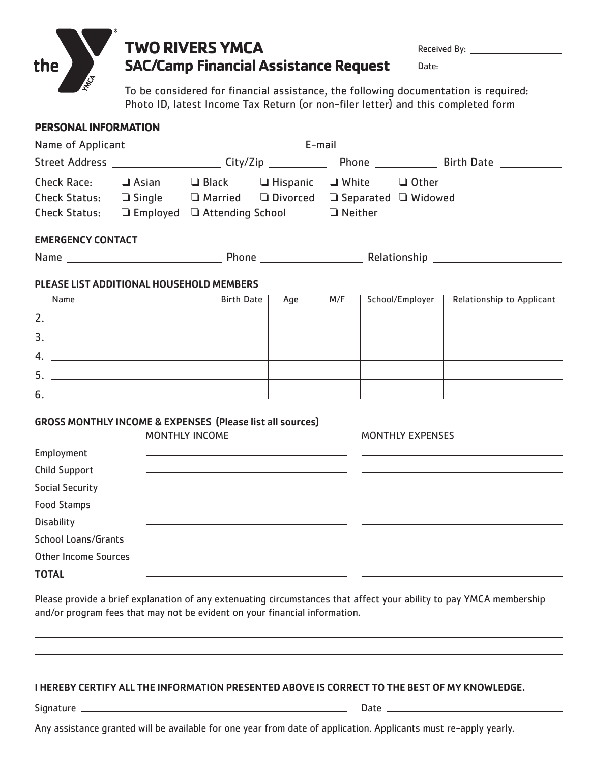# TWO RIVERS YMCA
## SAC/Camp Financial Assistance Request

Received By: ____________________

Date: ____________________

To be considered for financial assistance, the following documentation is required: Photo ID, latest Income Tax Return (or non-filer letter) and this completed form

**PERSONAL INFORMATION**

Name of Applicant ____________________ E-mail ____________________

Street Address ____________________ City/Zip ____________ Phone ____________ Birth Date ____________

Check Race: ❑ Asian ❑ Black ❑ Hispanic ❑ White ❑ Other

Check Status: ❑ Single ❑ Married ❑ Divorced ❑ Separated ❑ Widowed

Check Status: ❑ Employed ❑ Attending School ❑ Neither

**EMERGENCY CONTACT**

Name ____________________ Phone ____________________ Relationship ____________________

**PLEASE LIST ADDITIONAL HOUSEHOLD MEMBERS**

| Name | Birth Date | Age | M/F | School/Employer | Relationship to Applicant |
|---|---|---|---|---|---|
| 2. | | | | | |
| 3. | | | | | |
| 4. | | | | | |
| 5. | | | | | |
| 6. | | | | | |

**GROSS MONTHLY INCOME & EXPENSES (Please list all sources)**

| | MONTHLY INCOME | MONTHLY EXPENSES |
|---|---|---|
| Employment | | |
| Child Support | | |
| Social Security | | |
| Food Stamps | | |
| Disability | | |
| School Loans/Grants | | |
| Other Income Sources | | |
| **TOTAL** | | |

Please provide a brief explanation of any extenuating circumstances that affect your ability to pay YMCA membership and/or program fees that may not be evident on your financial information.

____________________________________________________________

____________________________________________________________

____________________________________________________________

**I HEREBY CERTIFY ALL THE INFORMATION PRESENTED ABOVE IS CORRECT TO THE BEST OF MY KNOWLEDGE.**

Signature ____________________ Date ____________________

Any assistance granted will be available for one year from date of application. Applicants must re-apply yearly.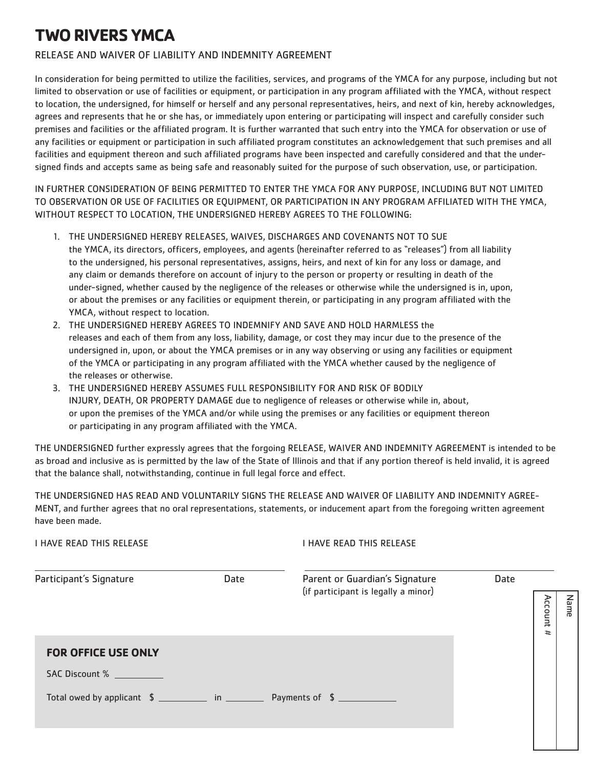# TWO RIVERS YMCA

RELEASE AND WAIVER OF LIABILITY AND INDEMNITY AGREEMENT

In consideration for being permitted to utilize the facilities, services, and programs of the YMCA for any purpose, including but not limited to observation or use of facilities or equipment, or participation in any program affiliated with the YMCA, without respect to location, the undersigned, for himself or herself and any personal representatives, heirs, and next of kin, hereby acknowledges, agrees and represents that he or she has, or immediately upon entering or participating will inspect and carefully consider such premises and facilities or the affiliated program. It is further warranted that such entry into the YMCA for observation or use of any facilities or equipment or participation in such affiliated program constitutes an acknowledgement that such premises and all facilities and equipment thereon and such affiliated programs have been inspected and carefully considered and that the undersigned finds and accepts same as being safe and reasonably suited for the purpose of such observation, use, or participation.

IN FURTHER CONSIDERATION OF BEING PERMITTED TO ENTER THE YMCA FOR ANY PURPOSE, INCLUDING BUT NOT LIMITED TO OBSERVATION OR USE OF FACILITIES OR EQUIPMENT, OR PARTICIPATION IN ANY PROGRAM AFFILIATED WITH THE YMCA, WITHOUT RESPECT TO LOCATION, THE UNDERSIGNED HEREBY AGREES TO THE FOLLOWING:

1. THE UNDERSIGNED HEREBY RELEASES, WAIVES, DISCHARGES AND COVENANTS NOT TO SUE the YMCA, its directors, officers, employees, and agents (hereinafter referred to as "releases") from all liability to the undersigned, his personal representatives, assigns, heirs, and next of kin for any loss or damage, and any claim or demands therefore on account of injury to the person or property or resulting in death of the under-signed, whether caused by the negligence of the releases or otherwise while the undersigned is in, upon, or about the premises or any facilities or equipment therein, or participating in any program affiliated with the YMCA, without respect to location.
2. THE UNDERSIGNED HEREBY AGREES TO INDEMNIFY AND SAVE AND HOLD HARMLESS the releases and each of them from any loss, liability, damage, or cost they may incur due to the presence of the undersigned in, upon, or about the YMCA premises or in any way observing or using any facilities or equipment of the YMCA or participating in any program affiliated with the YMCA whether caused by the negligence of the releases or otherwise.
3. THE UNDERSIGNED HEREBY ASSUMES FULL RESPONSIBILITY FOR AND RISK OF BODILY INJURY, DEATH, OR PROPERTY DAMAGE due to negligence of releases or otherwise while in, about, or upon the premises of the YMCA and/or while using the premises or any facilities or equipment thereon or participating in any program affiliated with the YMCA.

THE UNDERSIGNED further expressly agrees that the forgoing RELEASE, WAIVER AND INDEMNITY AGREEMENT is intended to be as broad and inclusive as is permitted by the law of the State of Illinois and that if any portion thereof is held invalid, it is agreed that the balance shall, notwithstanding, continue in full legal force and effect.

THE UNDERSIGNED HAS READ AND VOLUNTARILY SIGNS THE RELEASE AND WAIVER OF LIABILITY AND INDEMNITY AGREEMENT, and further agrees that no oral representations, statements, or inducement apart from the foregoing written agreement have been made.

I HAVE READ THIS RELEASE

_______________________________

Participant's Signature  Date

I HAVE READ THIS RELEASE

_______________________________

Parent or Guardian's Signature  Date
(if participant is legally a minor)

**FOR OFFICE USE ONLY**

SAC Discount % __________

Total owed by applicant $ __________ in ________ Payments of $ ____________

Name

Account #